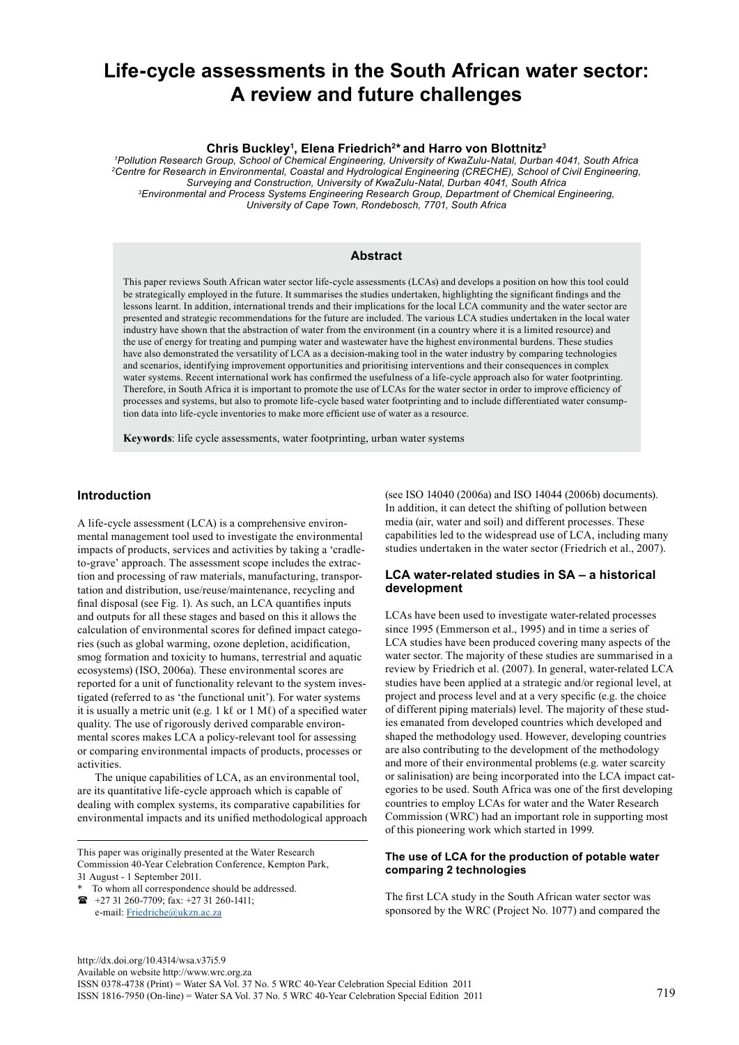# Life-cycle assessments in the South African water sector: A review and future challenges

**Chris Buckley[1], Elena Friedrich[2]* and Harro von Blottnitz[3]**

*[1]Pollution Research Group, School of Chemical Engineering, University of KwaZulu-Natal, Durban 4041, South Africa*
*[2]Centre for Research in Environmental, Coastal and Hydrological Engineering (CRECHE), School of Civil Engineering, Surveying and Construction, University of KwaZulu-Natal, Durban 4041, South Africa*
*[3]Environmental and Process Systems Engineering Research Group, Department of Chemical Engineering, University of Cape Town, Rondebosch, 7701, South Africa*

## Abstract

This paper reviews South African water sector life-cycle assessments (LCAs) and develops a position on how this tool could be strategically employed in the future. It summarises the studies undertaken, highlighting the significant findings and the lessons learnt. In addition, international trends and their implications for the local LCA community and the water sector are presented and strategic recommendations for the future are included. The various LCA studies undertaken in the local water industry have shown that the abstraction of water from the environment (in a country where it is a limited resource) and the use of energy for treating and pumping water and wastewater have the highest environmental burdens. These studies have also demonstrated the versatility of LCA as a decision-making tool in the water industry by comparing technologies and scenarios, identifying improvement opportunities and prioritising interventions and their consequences in complex water systems. Recent international work has confirmed the usefulness of a life-cycle approach also for water footprinting. Therefore, in South Africa it is important to promote the use of LCAs for the water sector in order to improve efficiency of processes and systems, but also to promote life-cycle based water footprinting and to include differentiated water consumption data into life-cycle inventories to make more efficient use of water as a resource.

**Keywords**: life cycle assessments, water footprinting, urban water systems

## Introduction

A life-cycle assessment (LCA) is a comprehensive environmental management tool used to investigate the environmental impacts of products, services and activities by taking a 'cradle-to-grave' approach. The assessment scope includes the extraction and processing of raw materials, manufacturing, transportation and distribution, use/reuse/maintenance, recycling and final disposal (see Fig. 1). As such, an LCA quantifies inputs and outputs for all these stages and based on this it allows the calculation of environmental scores for defined impact categories (such as global warming, ozone depletion, acidification, smog formation and toxicity to humans, terrestrial and aquatic ecosystems) (ISO, 2006a). These environmental scores are reported for a unit of functionality relevant to the system investigated (referred to as 'the functional unit'). For water systems it is usually a metric unit (e.g. 1 kℓ or 1 Mℓ) of a specified water quality. The use of rigorously derived comparable environmental scores makes LCA a policy-relevant tool for assessing or comparing environmental impacts of products, processes or activities.

The unique capabilities of LCA, as an environmental tool, are its quantitative life-cycle approach which is capable of dealing with complex systems, its comparative capabilities for environmental impacts and its unified methodological approach (see ISO 14040 (2006a) and ISO 14044 (2006b) documents). In addition, it can detect the shifting of pollution between media (air, water and soil) and different processes. These capabilities led to the widespread use of LCA, including many studies undertaken in the water sector (Friedrich et al., 2007).

## LCA water-related studies in SA – a historical development

LCAs have been used to investigate water-related processes since 1995 (Emmerson et al., 1995) and in time a series of LCA studies have been produced covering many aspects of the water sector. The majority of these studies are summarised in a review by Friedrich et al. (2007). In general, water-related LCA studies have been applied at a strategic and/or regional level, at project and process level and at a very specific (e.g. the choice of different piping materials) level. The majority of these studies emanated from developed countries which developed and shaped the methodology used. However, developing countries are also contributing to the development of the methodology and more of their environmental problems (e.g. water scarcity or salinisation) are being incorporated into the LCA impact categories to be used. South Africa was one of the first developing countries to employ LCAs for water and the Water Research Commission (WRC) had an important role in supporting most of this pioneering work which started in 1999.

### The use of LCA for the production of potable water comparing 2 technologies

The first LCA study in the South African water sector was sponsored by the WRC (Project No. 1077) and compared the

This paper was originally presented at the Water Research Commission 40-Year Celebration Conference, Kempton Park, 31 August - 1 September 2011.

\* To whom all correspondence should be addressed.
☎ +27 31 260-7709; fax: +27 31 260-1411;
e-mail: Friedriche@ukzn.ac.za

http://dx.doi.org/10.4314/wsa.v37i5.9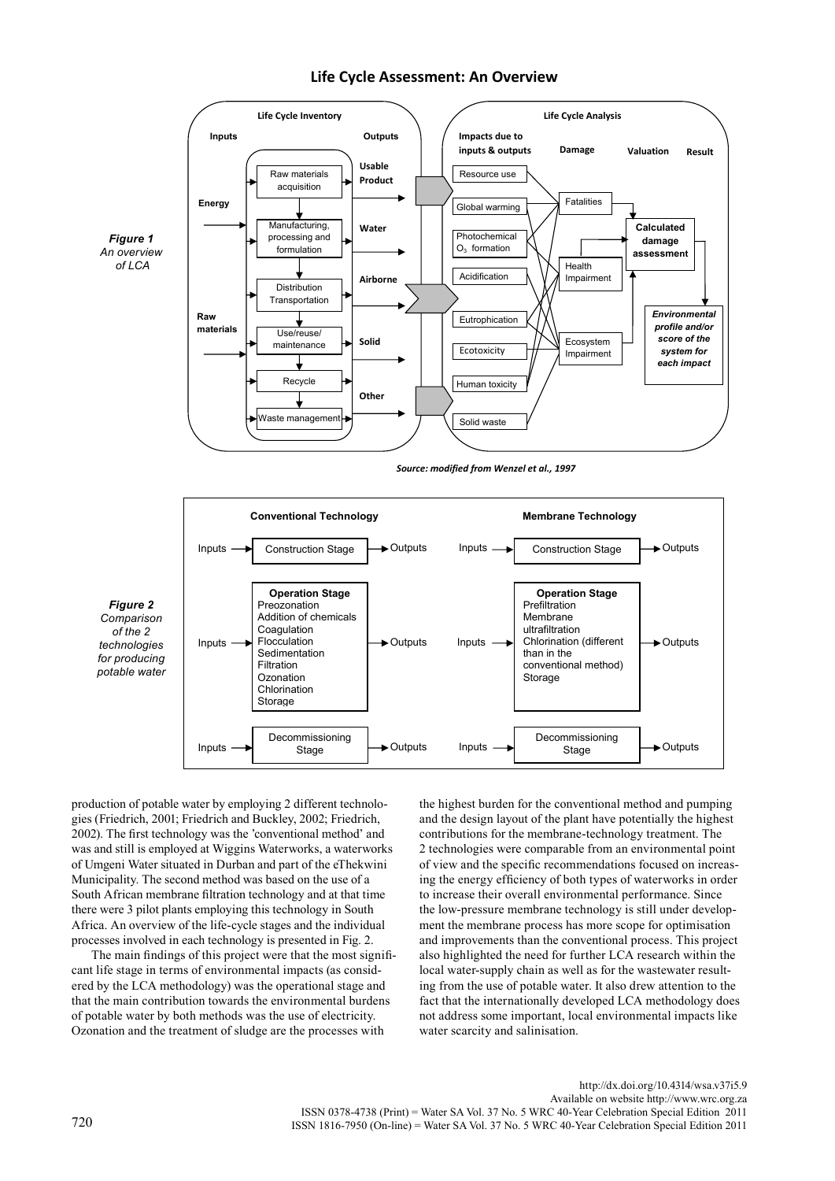**Life Cycle Assessment: An Overview**

*Figure 1*
*An overview of LCA*

*Source: modified from Wenzel et al., 1997*

*Figure 2*
*Comparison of the 2 technologies for producing potable water*

production of potable water by employing 2 different technologies (Friedrich, 2001; Friedrich and Buckley, 2002; Friedrich, 2002). The first technology was the 'conventional method' and was and still is employed at Wiggins Waterworks, a waterworks of Umgeni Water situated in Durban and part of the eThekwini Municipality. The second method was based on the use of a South African membrane filtration technology and at that time there were 3 pilot plants employing this technology in South Africa. An overview of the life-cycle stages and the individual processes involved in each technology is presented in Fig. 2.

The main findings of this project were that the most significant life stage in terms of environmental impacts (as considered by the LCA methodology) was the operational stage and that the main contribution towards the environmental burdens of potable water by both methods was the use of electricity. Ozonation and the treatment of sludge are the processes with the highest burden for the conventional method and pumping and the design layout of the plant have potentially the highest contributions for the membrane-technology treatment. The 2 technologies were comparable from an environmental point of view and the specific recommendations focused on increasing the energy efficiency of both types of waterworks in order to increase their overall environmental performance. Since the low-pressure membrane technology is still under development the membrane process has more scope for optimisation and improvements than the conventional process. This project also highlighted the need for further LCA research within the local water-supply chain as well as for the wastewater resulting from the use of potable water. It also drew attention to the fact that the internationally developed LCA methodology does not address some important, local environmental impacts like water scarcity and salinisation.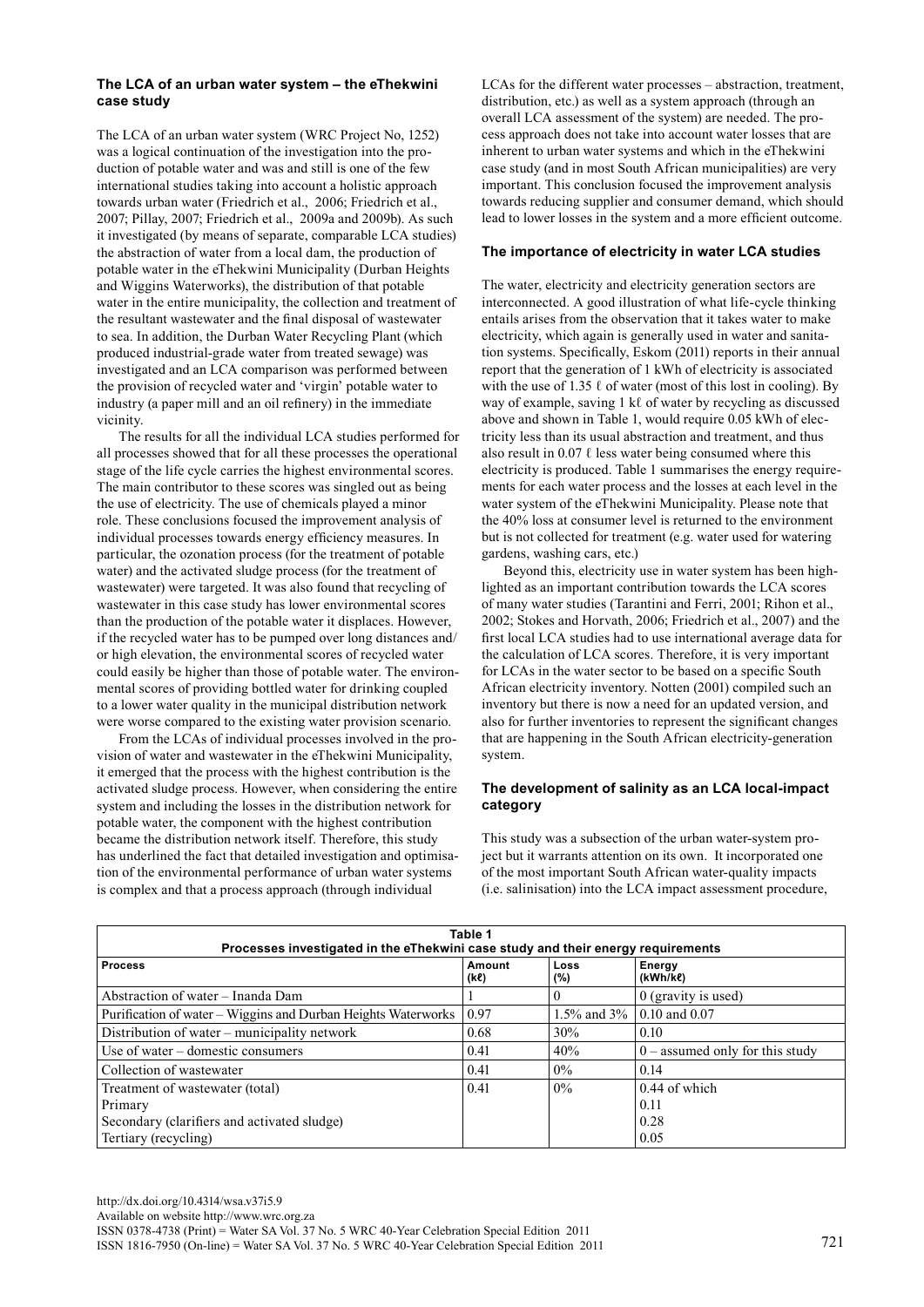### The LCA of an urban water system – the eThekwini case study

The LCA of an urban water system (WRC Project No, 1252) was a logical continuation of the investigation into the production of potable water and was and still is one of the few international studies taking into account a holistic approach towards urban water (Friedrich et al., 2006; Friedrich et al., 2007; Pillay, 2007; Friedrich et al., 2009a and 2009b). As such it investigated (by means of separate, comparable LCA studies) the abstraction of water from a local dam, the production of potable water in the eThekwini Municipality (Durban Heights and Wiggins Waterworks), the distribution of that potable water in the entire municipality, the collection and treatment of the resultant wastewater and the final disposal of wastewater to sea. In addition, the Durban Water Recycling Plant (which produced industrial-grade water from treated sewage) was investigated and an LCA comparison was performed between the provision of recycled water and 'virgin' potable water to industry (a paper mill and an oil refinery) in the immediate vicinity.

The results for all the individual LCA studies performed for all processes showed that for all these processes the operational stage of the life cycle carries the highest environmental scores. The main contributor to these scores was singled out as being the use of electricity. The use of chemicals played a minor role. These conclusions focused the improvement analysis of individual processes towards energy efficiency measures. In particular, the ozonation process (for the treatment of potable water) and the activated sludge process (for the treatment of wastewater) were targeted. It was also found that recycling of wastewater in this case study has lower environmental scores than the production of the potable water it displaces. However, if the recycled water has to be pumped over long distances and/or high elevation, the environmental scores of recycled water could easily be higher than those of potable water. The environmental scores of providing bottled water for drinking coupled to a lower water quality in the municipal distribution network were worse compared to the existing water provision scenario.

From the LCAs of individual processes involved in the provision of water and wastewater in the eThekwini Municipality, it emerged that the process with the highest contribution is the activated sludge process. However, when considering the entire system and including the losses in the distribution network for potable water, the component with the highest contribution became the distribution network itself. Therefore, this study has underlined the fact that detailed investigation and optimisation of the environmental performance of urban water systems is complex and that a process approach (through individual LCAs for the different water processes – abstraction, treatment, distribution, etc.) as well as a system approach (through an overall LCA assessment of the system) are needed. The process approach does not take into account water losses that are inherent to urban water systems and which in the eThekwini case study (and in most South African municipalities) are very important. This conclusion focused the improvement analysis towards reducing supplier and consumer demand, which should lead to lower losses in the system and a more efficient outcome.

### The importance of electricity in water LCA studies

The water, electricity and electricity generation sectors are interconnected. A good illustration of what life-cycle thinking entails arises from the observation that it takes water to make electricity, which again is generally used in water and sanitation systems. Specifically, Eskom (2011) reports in their annual report that the generation of 1 kWh of electricity is associated with the use of 1.35 ℓ of water (most of this lost in cooling). By way of example, saving 1 kℓ of water by recycling as discussed above and shown in Table 1, would require 0.05 kWh of electricity less than its usual abstraction and treatment, and thus also result in 0.07 ℓ less water being consumed where this electricity is produced. Table 1 summarises the energy requirements for each water process and the losses at each level in the water system of the eThekwini Municipality. Please note that the 40% loss at consumer level is returned to the environment but is not collected for treatment (e.g. water used for watering gardens, washing cars, etc.)

Beyond this, electricity use in water system has been highlighted as an important contribution towards the LCA scores of many water studies (Tarantini and Ferri, 2001; Rihon et al., 2002; Stokes and Horvath, 2006; Friedrich et al., 2007) and the first local LCA studies had to use international average data for the calculation of LCA scores. Therefore, it is very important for LCAs in the water sector to be based on a specific South African electricity inventory. Notten (2001) compiled such an inventory but there is now a need for an updated version, and also for further inventories to represent the significant changes that are happening in the South African electricity-generation system.

### The development of salinity as an LCA local-impact category

This study was a subsection of the urban water-system project but it warrants attention on its own. It incorporated one of the most important South African water-quality impacts (i.e. salinisation) into the LCA impact assessment procedure,

**Table 1**
**Processes investigated in the eThekwini case study and their energy requirements**

| Process | Amount (kℓ) | Loss (%) | Energy (kWh/kℓ) |
|---|---|---|---|
| Abstraction of water – Inanda Dam | 1 | 0 | 0 (gravity is used) |
| Purification of water – Wiggins and Durban Heights Waterworks | 0.97 | 1.5% and 3% | 0.10 and 0.07 |
| Distribution of water – municipality network | 0.68 | 30% | 0.10 |
| Use of water – domestic consumers | 0.41 | 40% | 0 – assumed only for this study |
| Collection of wastewater | 0.41 | 0% | 0.14 |
| Treatment of wastewater (total) | 0.41 | 0% | 0.44 of which |
| Primary | | | 0.11 |
| Secondary (clarifiers and activated sludge) | | | 0.28 |
| Tertiary (recycling) | | | 0.05 |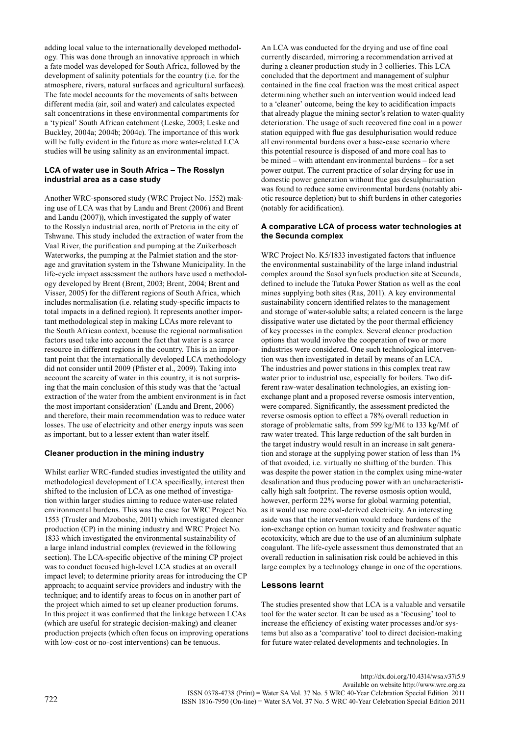adding local value to the internationally developed methodology. This was done through an innovative approach in which a fate model was developed for South Africa, followed by the development of salinity potentials for the country (i.e. for the atmosphere, rivers, natural surfaces and agricultural surfaces). The fate model accounts for the movements of salts between different media (air, soil and water) and calculates expected salt concentrations in these environmental compartments for a 'typical' South African catchment (Leske, 2003; Leske and Buckley, 2004a; 2004b; 2004c). The importance of this work will be fully evident in the future as more water-related LCA studies will be using salinity as an environmental impact.

### LCA of water use in South Africa – The Rosslyn industrial area as a case study

Another WRC-sponsored study (WRC Project No. 1552) making use of LCA was that by Landu and Brent (2006) and Brent and Landu (2007)), which investigated the supply of water to the Rosslyn industrial area, north of Pretoria in the city of Tshwane. This study included the extraction of water from the Vaal River, the purification and pumping at the Zuikerbosch Waterworks, the pumping at the Palmiet station and the storage and gravitation system in the Tshwane Municipality. In the life-cycle impact assessment the authors have used a methodology developed by Brent (Brent, 2003; Brent, 2004; Brent and Visser, 2005) for the different regions of South Africa, which includes normalisation (i.e. relating study-specific impacts to total impacts in a defined region). It represents another important methodological step in making LCAs more relevant to the South African context, because the regional normalisation factors used take into account the fact that water is a scarce resource in different regions in the country. This is an important point that the internationally developed LCA methodology did not consider until 2009 (Pfister et al., 2009). Taking into account the scarcity of water in this country, it is not surprising that the main conclusion of this study was that the 'actual extraction of the water from the ambient environment is in fact the most important consideration' (Landu and Brent, 2006) and therefore, their main recommendation was to reduce water losses. The use of electricity and other energy inputs was seen as important, but to a lesser extent than water itself.

### Cleaner production in the mining industry

Whilst earlier WRC-funded studies investigated the utility and methodological development of LCA specifically, interest then shifted to the inclusion of LCA as one method of investigation within larger studies aiming to reduce water-use related environmental burdens. This was the case for WRC Project No. 1553 (Trusler and Mzoboshe, 2011) which investigated cleaner production (CP) in the mining industry and WRC Project No. 1833 which investigated the environmental sustainability of a large inland industrial complex (reviewed in the following section). The LCA-specific objective of the mining CP project was to conduct focused high-level LCA studies at an overall impact level; to determine priority areas for introducing the CP approach; to acquaint service providers and industry with the technique; and to identify areas to focus on in another part of the project which aimed to set up cleaner production forums. In this project it was confirmed that the linkage between LCAs (which are useful for strategic decision-making) and cleaner production projects (which often focus on improving operations with low-cost or no-cost interventions) can be tenuous.

An LCA was conducted for the drying and use of fine coal currently discarded, mirroring a recommendation arrived at during a cleaner production study in 3 collieries. This LCA concluded that the deportment and management of sulphur contained in the fine coal fraction was the most critical aspect determining whether such an intervention would indeed lead to a 'cleaner' outcome, being the key to acidification impacts that already plague the mining sector's relation to water-quality deterioration. The usage of such recovered fine coal in a power station equipped with flue gas desulphurisation would reduce all environmental burdens over a base-case scenario where this potential resource is disposed of and more coal has to be mined – with attendant environmental burdens – for a set power output. The current practice of solar drying for use in domestic power generation without flue gas desulphurisation was found to reduce some environmental burdens (notably abiotic resource depletion) but to shift burdens in other categories (notably for acidification).

### A comparative LCA of process water technologies at the Secunda complex

WRC Project No. K5/1833 investigated factors that influence the environmental sustainability of the large inland industrial complex around the Sasol synfuels production site at Secunda, defined to include the Tutuka Power Station as well as the coal mines supplying both sites (Ras, 2011). A key environmental sustainability concern identified relates to the management and storage of water-soluble salts; a related concern is the large dissipative water use dictated by the poor thermal efficiency of key processes in the complex. Several cleaner production options that would involve the cooperation of two or more industries were considered. One such technological intervention was then investigated in detail by means of an LCA. The industries and power stations in this complex treat raw water prior to industrial use, especially for boilers. Two different raw-water desalination technologies, an existing ion-exchange plant and a proposed reverse osmosis intervention, were compared. Significantly, the assessment predicted the reverse osmosis option to effect a 78% overall reduction in storage of problematic salts, from 599 kg/Mℓ to 133 kg/Mℓ of raw water treated. This large reduction of the salt burden in the target industry would result in an increase in salt generation and storage at the supplying power station of less than 1% of that avoided, i.e. virtually no shifting of the burden. This was despite the power station in the complex using mine-water desalination and thus producing power with an uncharacteristically high salt footprint. The reverse osmosis option would, however, perform 22% worse for global warming potential, as it would use more coal-derived electricity. An interesting aside was that the intervention would reduce burdens of the ion-exchange option on human toxicity and freshwater aquatic ecotoxicity, which are due to the use of an aluminium sulphate coagulant. The life-cycle assessment thus demonstrated that an overall reduction in salinisation risk could be achieved in this large complex by a technology change in one of the operations.

## Lessons learnt

The studies presented show that LCA is a valuable and versatile tool for the water sector. It can be used as a 'focusing' tool to increase the efficiency of existing water processes and/or systems but also as a 'comparative' tool to direct decision-making for future water-related developments and technologies. In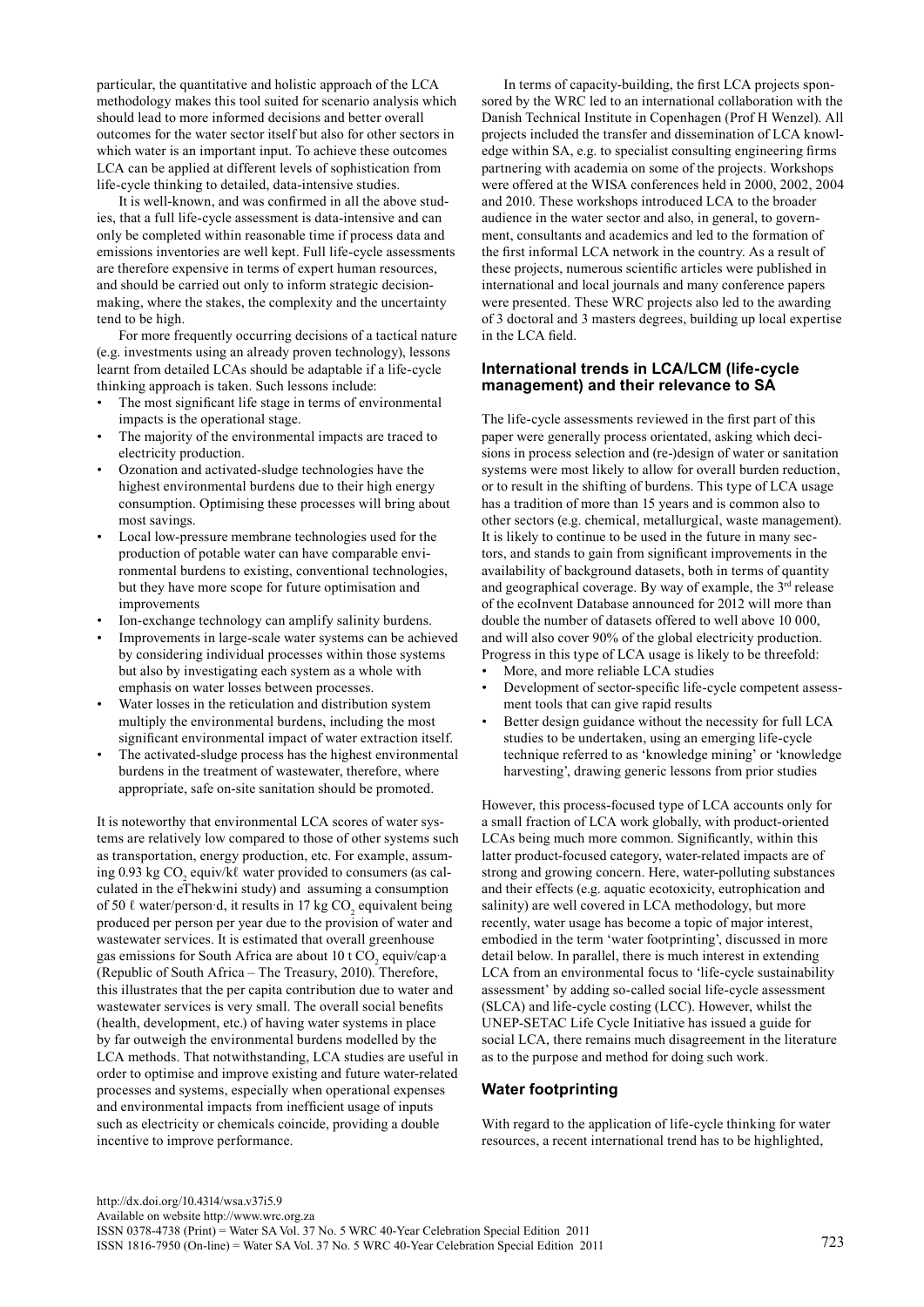particular, the quantitative and holistic approach of the LCA methodology makes this tool suited for scenario analysis which should lead to more informed decisions and better overall outcomes for the water sector itself but also for other sectors in which water is an important input. To achieve these outcomes LCA can be applied at different levels of sophistication from life-cycle thinking to detailed, data-intensive studies.

It is well-known, and was confirmed in all the above studies, that a full life-cycle assessment is data-intensive and can only be completed within reasonable time if process data and emissions inventories are well kept. Full life-cycle assessments are therefore expensive in terms of expert human resources, and should be carried out only to inform strategic decision-making, where the stakes, the complexity and the uncertainty tend to be high.

For more frequently occurring decisions of a tactical nature (e.g. investments using an already proven technology), lessons learnt from detailed LCAs should be adaptable if a life-cycle thinking approach is taken. Such lessons include:

- The most significant life stage in terms of environmental impacts is the operational stage.
- The majority of the environmental impacts are traced to electricity production.
- Ozonation and activated-sludge technologies have the highest environmental burdens due to their high energy consumption. Optimising these processes will bring about most savings.
- Local low-pressure membrane technologies used for the production of potable water can have comparable environmental burdens to existing, conventional technologies, but they have more scope for future optimisation and improvements
- Ion-exchange technology can amplify salinity burdens.
- Improvements in large-scale water systems can be achieved by considering individual processes within those systems but also by investigating each system as a whole with emphasis on water losses between processes.
- Water losses in the reticulation and distribution system multiply the environmental burdens, including the most significant environmental impact of water extraction itself.
- The activated-sludge process has the highest environmental burdens in the treatment of wastewater, therefore, where appropriate, safe on-site sanitation should be promoted.

It is noteworthy that environmental LCA scores of water systems are relatively low compared to those of other systems such as transportation, energy production, etc. For example, assuming 0.93 kg $CO_2$ equiv/kℓ water provided to consumers (as calculated in the eThekwini study) and assuming a consumption of 50 ℓ water/person·d, it results in 17 kg $CO_2$ equivalent being produced per person per year due to the provision of water and wastewater services. It is estimated that overall greenhouse gas emissions for South Africa are about 10 t $CO_2$ equiv/cap·a (Republic of South Africa – The Treasury, 2010). Therefore, this illustrates that the per capita contribution due to water and wastewater services is very small. The overall social benefits (health, development, etc.) of having water systems in place by far outweigh the environmental burdens modelled by the LCA methods. That notwithstanding, LCA studies are useful in order to optimise and improve existing and future water-related processes and systems, especially when operational expenses and environmental impacts from inefficient usage of inputs such as electricity or chemicals coincide, providing a double incentive to improve performance.

In terms of capacity-building, the first LCA projects sponsored by the WRC led to an international collaboration with the Danish Technical Institute in Copenhagen (Prof H Wenzel). All projects included the transfer and dissemination of LCA knowledge within SA, e.g. to specialist consulting engineering firms partnering with academia on some of the projects. Workshops were offered at the WISA conferences held in 2000, 2002, 2004 and 2010. These workshops introduced LCA to the broader audience in the water sector and also, in general, to government, consultants and academics and led to the formation of the first informal LCA network in the country. As a result of these projects, numerous scientific articles were published in international and local journals and many conference papers were presented. These WRC projects also led to the awarding of 3 doctoral and 3 masters degrees, building up local expertise in the LCA field.

## International trends in LCA/LCM (life-cycle management) and their relevance to SA

The life-cycle assessments reviewed in the first part of this paper were generally process orientated, asking which decisions in process selection and (re-)design of water or sanitation systems were most likely to allow for overall burden reduction, or to result in the shifting of burdens. This type of LCA usage has a tradition of more than 15 years and is common also to other sectors (e.g. chemical, metallurgical, waste management). It is likely to continue to be used in the future in many sectors, and stands to gain from significant improvements in the availability of background datasets, both in terms of quantity and geographical coverage. By way of example, the 3rd release of the ecoInvent Database announced for 2012 will more than double the number of datasets offered to well above 10 000, and will also cover 90% of the global electricity production. Progress in this type of LCA usage is likely to be threefold:

- More, and more reliable LCA studies
- Development of sector-specific life-cycle competent assessment tools that can give rapid results
- Better design guidance without the necessity for full LCA studies to be undertaken, using an emerging life-cycle technique referred to as 'knowledge mining' or 'knowledge harvesting', drawing generic lessons from prior studies

However, this process-focused type of LCA accounts only for a small fraction of LCA work globally, with product-oriented LCAs being much more common. Significantly, within this latter product-focused category, water-related impacts are of strong and growing concern. Here, water-polluting substances and their effects (e.g. aquatic ecotoxicity, eutrophication and salinity) are well covered in LCA methodology, but more recently, water usage has become a topic of major interest, embodied in the term 'water footprinting', discussed in more detail below. In parallel, there is much interest in extending LCA from an environmental focus to 'life-cycle sustainability assessment' by adding so-called social life-cycle assessment (SLCA) and life-cycle costing (LCC). However, whilst the UNEP-SETAC Life Cycle Initiative has issued a guide for social LCA, there remains much disagreement in the literature as to the purpose and method for doing such work.

## Water footprinting

With regard to the application of life-cycle thinking for water resources, a recent international trend has to be highlighted,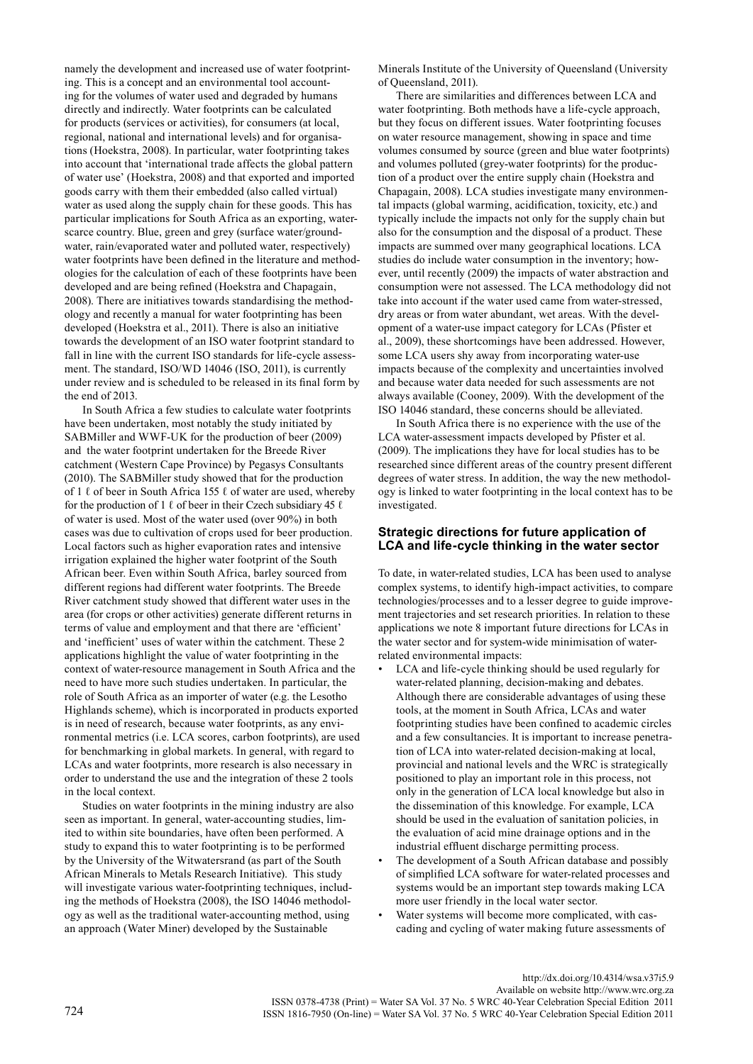namely the development and increased use of water footprinting. This is a concept and an environmental tool accounting for the volumes of water used and degraded by humans directly and indirectly. Water footprints can be calculated for products (services or activities), for consumers (at local, regional, national and international levels) and for organisations (Hoekstra, 2008). In particular, water footprinting takes into account that 'international trade affects the global pattern of water use' (Hoekstra, 2008) and that exported and imported goods carry with them their embedded (also called virtual) water as used along the supply chain for these goods. This has particular implications for South Africa as an exporting, water-scarce country. Blue, green and grey (surface water/groundwater, rain/evaporated water and polluted water, respectively) water footprints have been defined in the literature and methodologies for the calculation of each of these footprints have been developed and are being refined (Hoekstra and Chapagain, 2008). There are initiatives towards standardising the methodology and recently a manual for water footprinting has been developed (Hoekstra et al., 2011). There is also an initiative towards the development of an ISO water footprint standard to fall in line with the current ISO standards for life-cycle assessment. The standard, ISO/WD 14046 (ISO, 2011), is currently under review and is scheduled to be released in its final form by the end of 2013.

In South Africa a few studies to calculate water footprints have been undertaken, most notably the study initiated by SABMiller and WWF-UK for the production of beer (2009) and the water footprint undertaken for the Breede River catchment (Western Cape Province) by Pegasys Consultants (2010). The SABMiller study showed that for the production of 1 ℓ of beer in South Africa 155 ℓ of water are used, whereby for the production of 1 ℓ of beer in their Czech subsidiary 45 ℓ of water is used. Most of the water used (over 90%) in both cases was due to cultivation of crops used for beer production. Local factors such as higher evaporation rates and intensive irrigation explained the higher water footprint of the South African beer. Even within South Africa, barley sourced from different regions had different water footprints. The Breede River catchment study showed that different water uses in the area (for crops or other activities) generate different returns in terms of value and employment and that there are 'efficient' and 'inefficient' uses of water within the catchment. These 2 applications highlight the value of water footprinting in the context of water-resource management in South Africa and the need to have more such studies undertaken. In particular, the role of South Africa as an importer of water (e.g. the Lesotho Highlands scheme), which is incorporated in products exported is in need of research, because water footprints, as any environmental metrics (i.e. LCA scores, carbon footprints), are used for benchmarking in global markets. In general, with regard to LCAs and water footprints, more research is also necessary in order to understand the use and the integration of these 2 tools in the local context.

Studies on water footprints in the mining industry are also seen as important. In general, water-accounting studies, limited to within site boundaries, have often been performed. A study to expand this to water footprinting is to be performed by the University of the Witwatersrand (as part of the South African Minerals to Metals Research Initiative). This study will investigate various water-footprinting techniques, including the methods of Hoekstra (2008), the ISO 14046 methodology as well as the traditional water-accounting method, using an approach (Water Miner) developed by the Sustainable Minerals Institute of the University of Queensland (University of Queensland, 2011).

There are similarities and differences between LCA and water footprinting. Both methods have a life-cycle approach, but they focus on different issues. Water footprinting focuses on water resource management, showing in space and time volumes consumed by source (green and blue water footprints) and volumes polluted (grey-water footprints) for the production of a product over the entire supply chain (Hoekstra and Chapagain, 2008). LCA studies investigate many environmental impacts (global warming, acidification, toxicity, etc.) and typically include the impacts not only for the supply chain but also for the consumption and the disposal of a product. These impacts are summed over many geographical locations. LCA studies do include water consumption in the inventory; however, until recently (2009) the impacts of water abstraction and consumption were not assessed. The LCA methodology did not take into account if the water used came from water-stressed, dry areas or from water abundant, wet areas. With the development of a water-use impact category for LCAs (Pfister et al., 2009), these shortcomings have been addressed. However, some LCA users shy away from incorporating water-use impacts because of the complexity and uncertainties involved and because water data needed for such assessments are not always available (Cooney, 2009). With the development of the ISO 14046 standard, these concerns should be alleviated.

In South Africa there is no experience with the use of the LCA water-assessment impacts developed by Pfister et al. (2009). The implications they have for local studies has to be researched since different areas of the country present different degrees of water stress. In addition, the way the new methodology is linked to water footprinting in the local context has to be investigated.

## Strategic directions for future application of LCA and life-cycle thinking in the water sector

To date, in water-related studies, LCA has been used to analyse complex systems, to identify high-impact activities, to compare technologies/processes and to a lesser degree to guide improvement trajectories and set research priorities. In relation to these applications we note 8 important future directions for LCAs in the water sector and for system-wide minimisation of water-related environmental impacts:

- LCA and life-cycle thinking should be used regularly for water-related planning, decision-making and debates. Although there are considerable advantages of using these tools, at the moment in South Africa, LCAs and water footprinting studies have been confined to academic circles and a few consultancies. It is important to increase penetration of LCA into water-related decision-making at local, provincial and national levels and the WRC is strategically positioned to play an important role in this process, not only in the generation of LCA local knowledge but also in the dissemination of this knowledge. For example, LCA should be used in the evaluation of sanitation policies, in the evaluation of acid mine drainage options and in the industrial effluent discharge permitting process.
- The development of a South African database and possibly of simplified LCA software for water-related processes and systems would be an important step towards making LCA more user friendly in the local water sector.
- Water systems will become more complicated, with cascading and cycling of water making future assessments of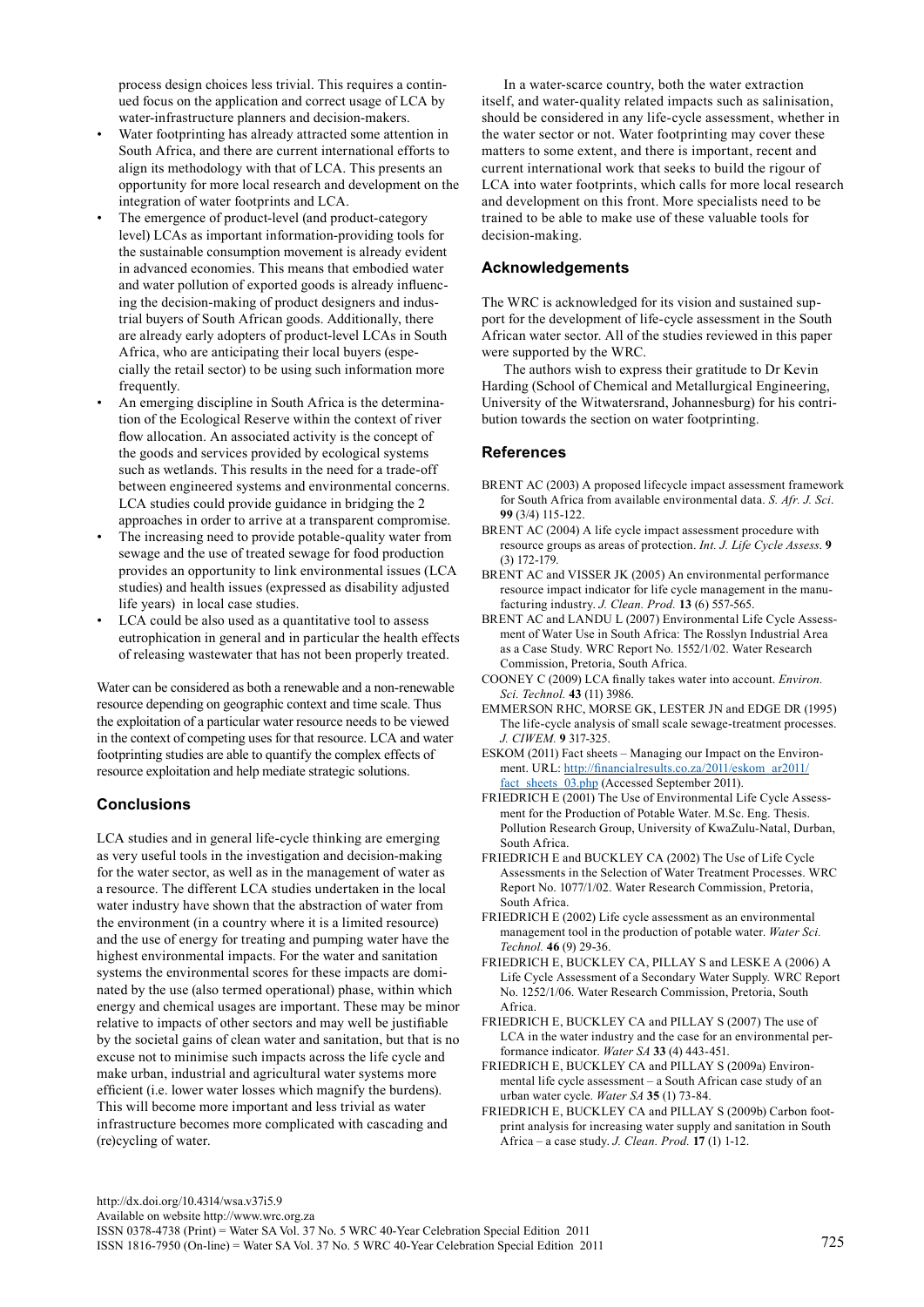process design choices less trivial. This requires a continued focus on the application and correct usage of LCA by water-infrastructure planners and decision-makers.

- Water footprinting has already attracted some attention in South Africa, and there are current international efforts to align its methodology with that of LCA. This presents an opportunity for more local research and development on the integration of water footprints and LCA.
- The emergence of product-level (and product-category level) LCAs as important information-providing tools for the sustainable consumption movement is already evident in advanced economies. This means that embodied water and water pollution of exported goods is already influencing the decision-making of product designers and industrial buyers of South African goods. Additionally, there are already early adopters of product-level LCAs in South Africa, who are anticipating their local buyers (especially the retail sector) to be using such information more frequently.
- An emerging discipline in South Africa is the determination of the Ecological Reserve within the context of river flow allocation. An associated activity is the concept of the goods and services provided by ecological systems such as wetlands. This results in the need for a trade-off between engineered systems and environmental concerns. LCA studies could provide guidance in bridging the 2 approaches in order to arrive at a transparent compromise.
- The increasing need to provide potable-quality water from sewage and the use of treated sewage for food production provides an opportunity to link environmental issues (LCA studies) and health issues (expressed as disability adjusted life years) in local case studies.
- LCA could be also used as a quantitative tool to assess eutrophication in general and in particular the health effects of releasing wastewater that has not been properly treated.

Water can be considered as both a renewable and a non-renewable resource depending on geographic context and time scale. Thus the exploitation of a particular water resource needs to be viewed in the context of competing uses for that resource. LCA and water footprinting studies are able to quantify the complex effects of resource exploitation and help mediate strategic solutions.

## Conclusions

LCA studies and in general life-cycle thinking are emerging as very useful tools in the investigation and decision-making for the water sector, as well as in the management of water as a resource. The different LCA studies undertaken in the local water industry have shown that the abstraction of water from the environment (in a country where it is a limited resource) and the use of energy for treating and pumping water have the highest environmental impacts. For the water and sanitation systems the environmental scores for these impacts are dominated by the use (also termed operational) phase, within which energy and chemical usages are important. These may be minor relative to impacts of other sectors and may well be justifiable by the societal gains of clean water and sanitation, but that is no excuse not to minimise such impacts across the life cycle and make urban, industrial and agricultural water systems more efficient (i.e. lower water losses which magnify the burdens). This will become more important and less trivial as water infrastructure becomes more complicated with cascading and (re)cycling of water.

In a water-scarce country, both the water extraction itself, and water-quality related impacts such as salinisation, should be considered in any life-cycle assessment, whether in the water sector or not. Water footprinting may cover these matters to some extent, and there is important, recent and current international work that seeks to build the rigour of LCA into water footprints, which calls for more local research and development on this front. More specialists need to be trained to be able to make use of these valuable tools for decision-making.

## Acknowledgements

The WRC is acknowledged for its vision and sustained support for the development of life-cycle assessment in the South African water sector. All of the studies reviewed in this paper were supported by the WRC.

The authors wish to express their gratitude to Dr Kevin Harding (School of Chemical and Metallurgical Engineering, University of the Witwatersrand, Johannesburg) for his contribution towards the section on water footprinting.

## References

BRENT AC (2003) A proposed lifecycle impact assessment framework for South Africa from available environmental data. *S. Afr. J. Sci*. **99** (3/4) 115-122.

BRENT AC (2004) A life cycle impact assessment procedure with resource groups as areas of protection. *Int. J. Life Cycle Assess.* **9** (3) 172-179.

BRENT AC and VISSER JK (2005) An environmental performance resource impact indicator for life cycle management in the manufacturing industry. *J. Clean. Prod.* **13** (6) 557-565.

BRENT AC and LANDU L (2007) Environmental Life Cycle Assessment of Water Use in South Africa: The Rosslyn Industrial Area as a Case Study. WRC Report No. 1552/1/02. Water Research Commission, Pretoria, South Africa.

COONEY C (2009) LCA finally takes water into account. *Environ. Sci. Technol.* **43** (11) 3986.

EMMERSON RHC, MORSE GK, LESTER JN and EDGE DR (1995) The life-cycle analysis of small scale sewage-treatment processes. *J. CIWEM.* **9** 317-325.

ESKOM (2011) Fact sheets – Managing our Impact on the Environment. URL: http://financialresults.co.za/2011/eskom_ar2011/fact_sheets_03.php (Accessed September 2011).

FRIEDRICH E (2001) The Use of Environmental Life Cycle Assessment for the Production of Potable Water. M.Sc. Eng. Thesis. Pollution Research Group, University of KwaZulu-Natal, Durban, South Africa.

FRIEDRICH E and BUCKLEY CA (2002) The Use of Life Cycle Assessments in the Selection of Water Treatment Processes. WRC Report No. 1077/1/02. Water Research Commission, Pretoria, South Africa.

FRIEDRICH E (2002) Life cycle assessment as an environmental management tool in the production of potable water. *Water Sci. Technol.* **46** (9) 29-36.

FRIEDRICH E, BUCKLEY CA, PILLAY S and LESKE A (2006) A Life Cycle Assessment of a Secondary Water Supply. WRC Report No. 1252/1/06. Water Research Commission, Pretoria, South Africa.

FRIEDRICH E, BUCKLEY CA and PILLAY S (2007) The use of LCA in the water industry and the case for an environmental performance indicator. *Water SA* **33** (4) 443-451.

FRIEDRICH E, BUCKLEY CA and PILLAY S (2009a) Environmental life cycle assessment – a South African case study of an urban water cycle. *Water SA* **35** (1) 73-84.

FRIEDRICH E, BUCKLEY CA and PILLAY S (2009b) Carbon footprint analysis for increasing water supply and sanitation in South Africa – a case study. *J. Clean. Prod.* **17** (1) 1-12.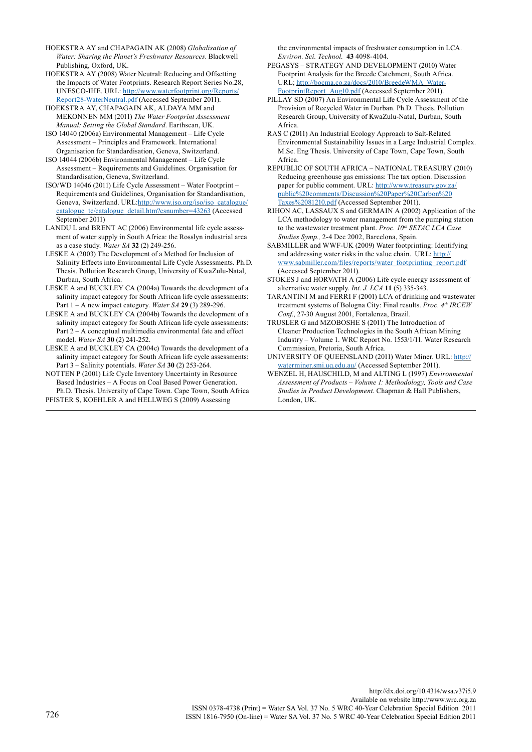HOEKSTRA AY and CHAPAGAIN AK (2008) *Globalisation of Water: Sharing the Planet's Freshwater Resources*. Blackwell Publishing, Oxford, UK.

HOEKSTRA AY (2008) Water Neutral: Reducing and Offsetting the Impacts of Water Footprints. Research Report Series No.28, UNESCO-IHE. URL: http://www.waterfootprint.org/Reports/Report28-WaterNeutral.pdf (Accessed September 2011).

HOEKSTRA AY, CHAPAGAIN AK, ALDAYA MM and MEKONNEN MM (2011) *The Water Footprint Assessment Manual: Setting the Global Standard*. Earthscan, UK.

ISO 14040 (2006a) Environmental Management – Life Cycle Assessment – Principles and Framework. International Organisation for Standardisation, Geneva, Switzerland.

ISO 14044 (2006b) Environmental Management – Life Cycle Assessment – Requirements and Guidelines. Organisation for Standardisation, Geneva, Switzerland.

ISO/WD 14046 (2011) Life Cycle Assessment – Water Footprint – Requirements and Guidelines, Organisation for Standardisation, Geneva, Switzerland. URL:http://www.iso.org/iso/iso_catalogue/catalogue_tc/catalogue_detail.htm?csnumber=43263 (Accessed September 2011)

LANDU L and BRENT AC (2006) Environmental life cycle assessment of water supply in South Africa: the Rosslyn industrial area as a case study. *Water SA* **32** (2) 249-256.

LESKE A (2003) The Development of a Method for Inclusion of Salinity Effects into Environmental Life Cycle Assessments. Ph.D. Thesis. Pollution Research Group, University of KwaZulu-Natal, Durban, South Africa.

LESKE A and BUCKLEY CA (2004a) Towards the development of a salinity impact category for South African life cycle assessments: Part 1 – A new impact category. *Water SA* **29** (3) 289-296.

LESKE A and BUCKLEY CA (2004b) Towards the development of a salinity impact category for South African life cycle assessments: Part 2 – A conceptual multimedia environmental fate and effect model. *Water SA* **30** (2) 241-252.

LESKE A and BUCKLEY CA (2004c) Towards the development of a salinity impact category for South African life cycle assessments: Part 3 – Salinity potentials. *Water SA* **30** (2) 253-264.

NOTTEN P (2001) Life Cycle Inventory Uncertainty in Resource Based Industries – A Focus on Coal Based Power Generation. Ph.D. Thesis. University of Cape Town. Cape Town, South Africa

PFISTER S, KOEHLER A and HELLWEG S (2009) Assessing the environmental impacts of freshwater consumption in LCA. *Environ. Sci. Technol.* **43** 4098-4104.

PEGASYS – STRATEGY AND DEVELOPMENT (2010) Water Footprint Analysis for the Breede Catchment, South Africa. URL; http://bocma.co.za/docs/2010/BreedeWMA_Water-FootprintReport_Aug10.pdf (Accessed September 2011).

PILLAY SD (2007) An Environmental Life Cycle Assessment of the Provision of Recycled Water in Durban. Ph.D. Thesis. Pollution Research Group, University of KwaZulu-Natal, Durban, South Africa.

RAS C (2011) An Industrial Ecology Approach to Salt-Related Environmental Sustainability Issues in a Large Industrial Complex. M.Sc. Eng Thesis. University of Cape Town, Cape Town, South Africa.

REPUBLIC OF SOUTH AFRICA – NATIONAL TREASURY (2010) Reducing greenhouse gas emissions: The tax option. Discussion paper for public comment. URL: http://www.treasury.gov.za/public%20comments/Discussion%20Paper%20Carbon%20Taxes%2081210.pdf (Accessed September 2011).

RIHON AC, LASSAUX S and GERMAIN A (2002) Application of the LCA methodology to water management from the pumping station to the wastewater treatment plant. *Proc. 10th SETAC LCA Case Studies Symp.,* 2-4 Dec 2002, Barcelona, Spain.

SABMILLER and WWF-UK (2009) Water footprinting: Identifying and addressing water risks in the value chain. URL: http://www.sabmiller.com/files/reports/water_footprinting_report.pdf (Accessed September 2011).

STOKES J and HORVATH A (2006) Life cycle energy assessment of alternative water supply. *Int. J. LCA* **11** (5) 335-343.

TARANTINI M and FERRI F (2001) LCA of drinking and wastewater treatment systems of Bologna City: Final results. *Proc. 4th IRCEW Conf.*, 27-30 August 2001, Fortalenza, Brazil.

TRUSLER G and MZOBOSHE S (2011) The Introduction of Cleaner Production Technologies in the South African Mining Industry – Volume 1. WRC Report No. 1553/1/11. Water Research Commission, Pretoria, South Africa.

UNIVERSITY OF QUEENSLAND (2011) Water Miner. URL: http://waterminer.smi.uq.edu.au/ (Accessed September 2011).

WENZEL H, HAUSCHILD, M and ALTING L (1997) *Environmental Assessment of Products – Volume 1: Methodology, Tools and Case Studies in Product Development*. Chapman & Hall Publishers, London, UK.